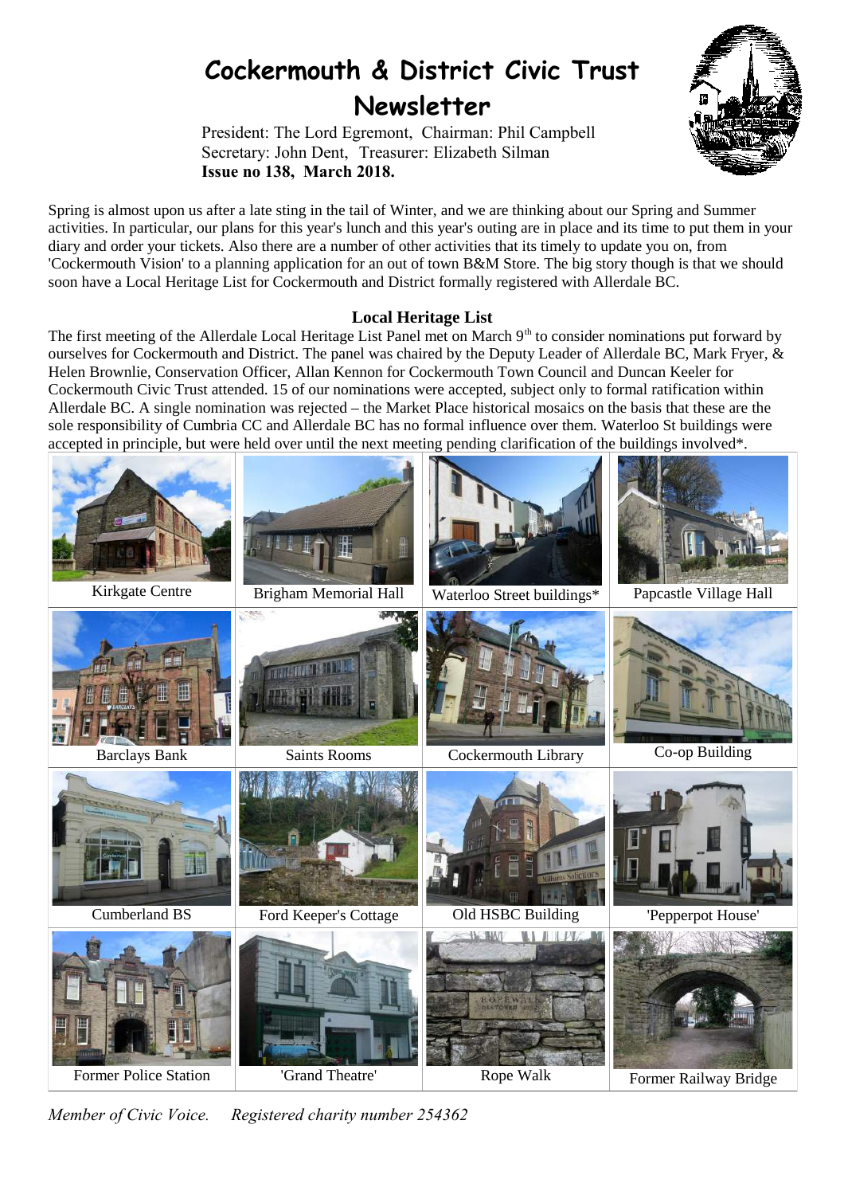# Cockermouth & District Civic Trust Newsletter

President: The Lord Egremont, Chairman: Phil Campbell
Secretary: John Dent, Treasurer: Elizabeth Silman
**Issue no 138, March 2018.**

Spring is almost upon us after a late sting in the tail of Winter, and we are thinking about our Spring and Summer activities. In particular, our plans for this year's lunch and this year's outing are in place and its time to put them in your diary and order your tickets. Also there are a number of other activities that its timely to update you on, from 'Cockermouth Vision' to a planning application for an out of town B&M Store. The big story though is that we should soon have a Local Heritage List for Cockermouth and District formally registered with Allerdale BC.

## Local Heritage List

The first meeting of the Allerdale Local Heritage List Panel met on March 9th to consider nominations put forward by ourselves for Cockermouth and District. The panel was chaired by the Deputy Leader of Allerdale BC, Mark Fryer, & Helen Brownlie, Conservation Officer, Allan Kennon for Cockermouth Town Council and Duncan Keeler for Cockermouth Civic Trust attended. 15 of our nominations were accepted, subject only to formal ratification within Allerdale BC. A single nomination was rejected – the Market Place historical mosaics on the basis that these are the sole responsibility of Cumbria CC and Allerdale BC has no formal influence over them. Waterloo St buildings were accepted in principle, but were held over until the next meeting pending clarification of the buildings involved*.

| | | | |
|---|---|---|---|
| Kirkgate Centre | Brigham Memorial Hall | Waterloo Street buildings* | Papcastle Village Hall |
| Barclays Bank | Saints Rooms | Cockermouth Library | Co-op Building |
| Cumberland BS | Ford Keeper's Cottage | Old HSBC Building | 'Pepperpot House' |
| Former Police Station | 'Grand Theatre' | Rope Walk | Former Railway Bridge |

*Member of Civic Voice. Registered charity number 254362*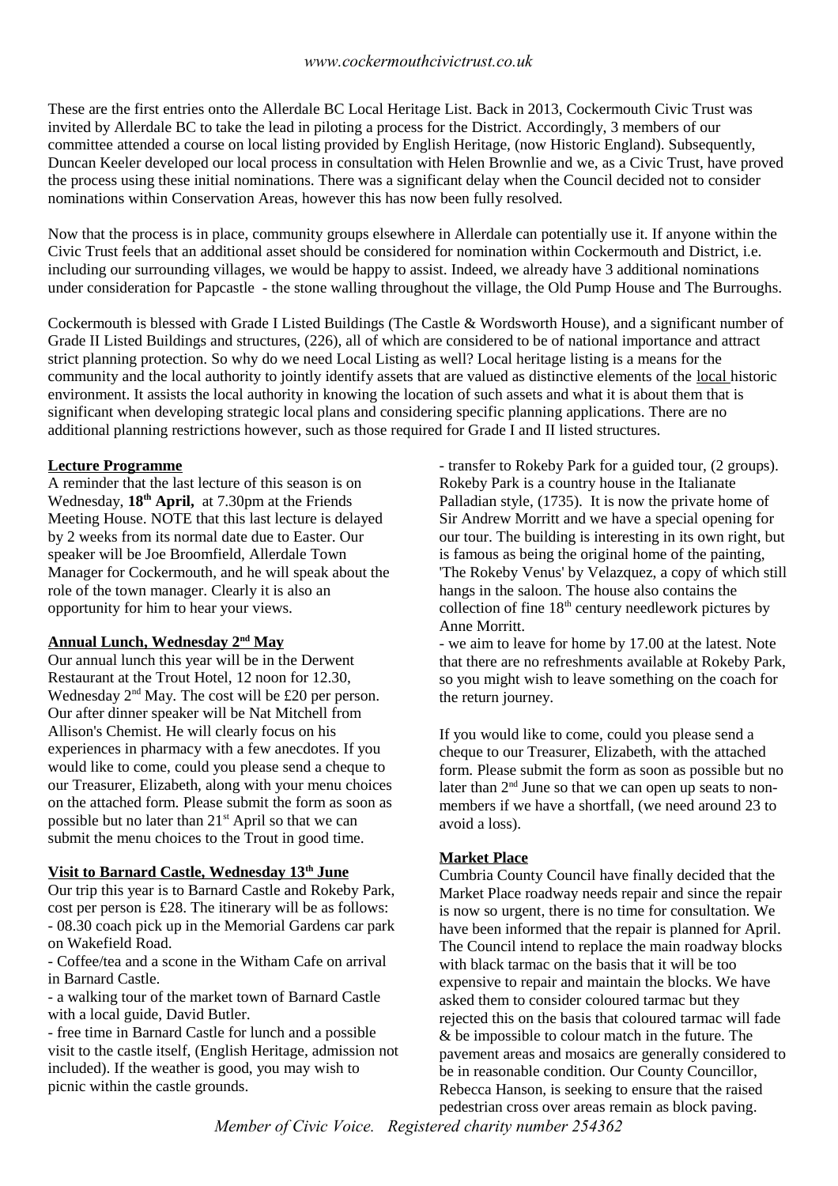These are the first entries onto the Allerdale BC Local Heritage List. Back in 2013, Cockermouth Civic Trust was invited by Allerdale BC to take the lead in piloting a process for the District. Accordingly, 3 members of our committee attended a course on local listing provided by English Heritage, (now Historic England). Subsequently, Duncan Keeler developed our local process in consultation with Helen Brownlie and we, as a Civic Trust, have proved the process using these initial nominations. There was a significant delay when the Council decided not to consider nominations within Conservation Areas, however this has now been fully resolved.

Now that the process is in place, community groups elsewhere in Allerdale can potentially use it. If anyone within the Civic Trust feels that an additional asset should be considered for nomination within Cockermouth and District, i.e. including our surrounding villages, we would be happy to assist. Indeed, we already have 3 additional nominations under consideration for Papcastle - the stone walling throughout the village, the Old Pump House and The Burroughs.

Cockermouth is blessed with Grade I Listed Buildings (The Castle & Wordsworth House), and a significant number of Grade II Listed Buildings and structures, (226), all of which are considered to be of national importance and attract strict planning protection. So why do we need Local Listing as well? Local heritage listing is a means for the community and the local authority to jointly identify assets that are valued as distinctive elements of the local historic environment. It assists the local authority in knowing the location of such assets and what it is about them that is significant when developing strategic local plans and considering specific planning applications. There are no additional planning restrictions however, such as those required for Grade I and II listed structures.

## Lecture Programme

A reminder that the last lecture of this season is on Wednesday, **18th April,** at 7.30pm at the Friends Meeting House. NOTE that this last lecture is delayed by 2 weeks from its normal date due to Easter. Our speaker will be Joe Broomfield, Allerdale Town Manager for Cockermouth, and he will speak about the role of the town manager. Clearly it is also an opportunity for him to hear your views.

## Annual Lunch, Wednesday 2nd May

Our annual lunch this year will be in the Derwent Restaurant at the Trout Hotel, 12 noon for 12.30, Wednesday 2nd May. The cost will be £20 per person. Our after dinner speaker will be Nat Mitchell from Allison's Chemist. He will clearly focus on his experiences in pharmacy with a few anecdotes. If you would like to come, could you please send a cheque to our Treasurer, Elizabeth, along with your menu choices on the attached form. Please submit the form as soon as possible but no later than 21st April so that we can submit the menu choices to the Trout in good time.

## Visit to Barnard Castle, Wednesday 13th June

Our trip this year is to Barnard Castle and Rokeby Park, cost per person is £28. The itinerary will be as follows:

- 08.30 coach pick up in the Memorial Gardens car park on Wakefield Road.
- Coffee/tea and a scone in the Witham Cafe on arrival in Barnard Castle.
- a walking tour of the market town of Barnard Castle with a local guide, David Butler.
- free time in Barnard Castle for lunch and a possible visit to the castle itself, (English Heritage, admission not included). If the weather is good, you may wish to picnic within the castle grounds.
- transfer to Rokeby Park for a guided tour, (2 groups). Rokeby Park is a country house in the Italianate Palladian style, (1735). It is now the private home of Sir Andrew Morritt and we have a special opening for our tour. The building is interesting in its own right, but is famous as being the original home of the painting, 'The Rokeby Venus' by Velazquez, a copy of which still hangs in the saloon. The house also contains the collection of fine 18th century needlework pictures by Anne Morritt.
- we aim to leave for home by 17.00 at the latest. Note that there are no refreshments available at Rokeby Park, so you might wish to leave something on the coach for the return journey.

If you would like to come, could you please send a cheque to our Treasurer, Elizabeth, with the attached form. Please submit the form as soon as possible but no later than 2nd June so that we can open up seats to non-members if we have a shortfall, (we need around 23 to avoid a loss).

## Market Place

Cumbria County Council have finally decided that the Market Place roadway needs repair and since the repair is now so urgent, there is no time for consultation. We have been informed that the repair is planned for April. The Council intend to replace the main roadway blocks with black tarmac on the basis that it will be too expensive to repair and maintain the blocks. We have asked them to consider coloured tarmac but they rejected this on the basis that coloured tarmac will fade & be impossible to colour match in the future. The pavement areas and mosaics are generally considered to be in reasonable condition. Our County Councillor, Rebecca Hanson, is seeking to ensure that the raised pedestrian cross over areas remain as block paving.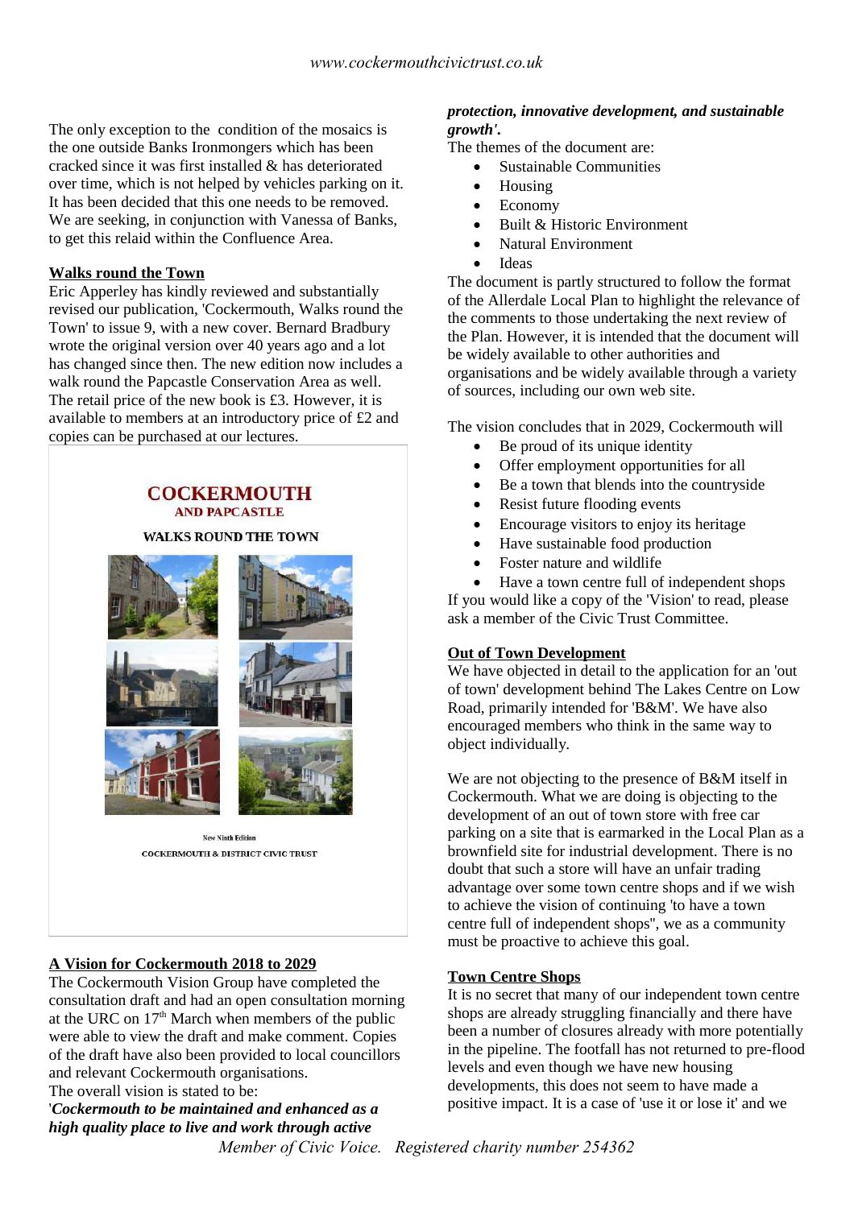The only exception to the condition of the mosaics is the one outside Banks Ironmongers which has been cracked since it was first installed & has deteriorated over time, which is not helped by vehicles parking on it. It has been decided that this one needs to be removed. We are seeking, in conjunction with Vanessa of Banks, to get this relaid within the Confluence Area.

## Walks round the Town

Eric Apperley has kindly reviewed and substantially revised our publication, 'Cockermouth, Walks round the Town' to issue 9, with a new cover. Bernard Bradbury wrote the original version over 40 years ago and a lot has changed since then. The new edition now includes a walk round the Papcastle Conservation Area as well. The retail price of the new book is £3. However, it is available to members at an introductory price of £2 and copies can be purchased at our lectures.

COCKERMOUTH
AND PAPCASTLE

WALKS ROUND THE TOWN

New Ninth Edition
COCKERMOUTH & DISTRICT CIVIC TRUST

## A Vision for Cockermouth 2018 to 2029

The Cockermouth Vision Group have completed the consultation draft and had an open consultation morning at the URC on 17th March when members of the public were able to view the draft and make comment. Copies of the draft have also been provided to local councillors and relevant Cockermouth organisations.
The overall vision is stated to be:
'***Cockermouth to be maintained and enhanced as a high quality place to live and work through active protection, innovative development, and sustainable growth'.***
The themes of the document are:

- Sustainable Communities
- Housing
- Economy
- Built & Historic Environment
- Natural Environment
- Ideas

The document is partly structured to follow the format of the Allerdale Local Plan to highlight the relevance of the comments to those undertaking the next review of the Plan. However, it is intended that the document will be widely available to other authorities and organisations and be widely available through a variety of sources, including our own web site.

The vision concludes that in 2029, Cockermouth will

- Be proud of its unique identity
- Offer employment opportunities for all
- Be a town that blends into the countryside
- Resist future flooding events
- Encourage visitors to enjoy its heritage
- Have sustainable food production
- Foster nature and wildlife
- Have a town centre full of independent shops

If you would like a copy of the 'Vision' to read, please ask a member of the Civic Trust Committee.

## Out of Town Development

We have objected in detail to the application for an 'out of town' development behind The Lakes Centre on Low Road, primarily intended for 'B&M'. We have also encouraged members who think in the same way to object individually.

We are not objecting to the presence of B&M itself in Cockermouth. What we are doing is objecting to the development of an out of town store with free car parking on a site that is earmarked in the Local Plan as a brownfield site for industrial development. There is no doubt that such a store will have an unfair trading advantage over some town centre shops and if we wish to achieve the vision of continuing 'to have a town centre full of independent shops", we as a community must be proactive to achieve this goal.

## Town Centre Shops

It is no secret that many of our independent town centre shops are already struggling financially and there have been a number of closures already with more potentially in the pipeline. The footfall has not returned to pre-flood levels and even though we have new housing developments, this does not seem to have made a positive impact. It is a case of 'use it or lose it' and we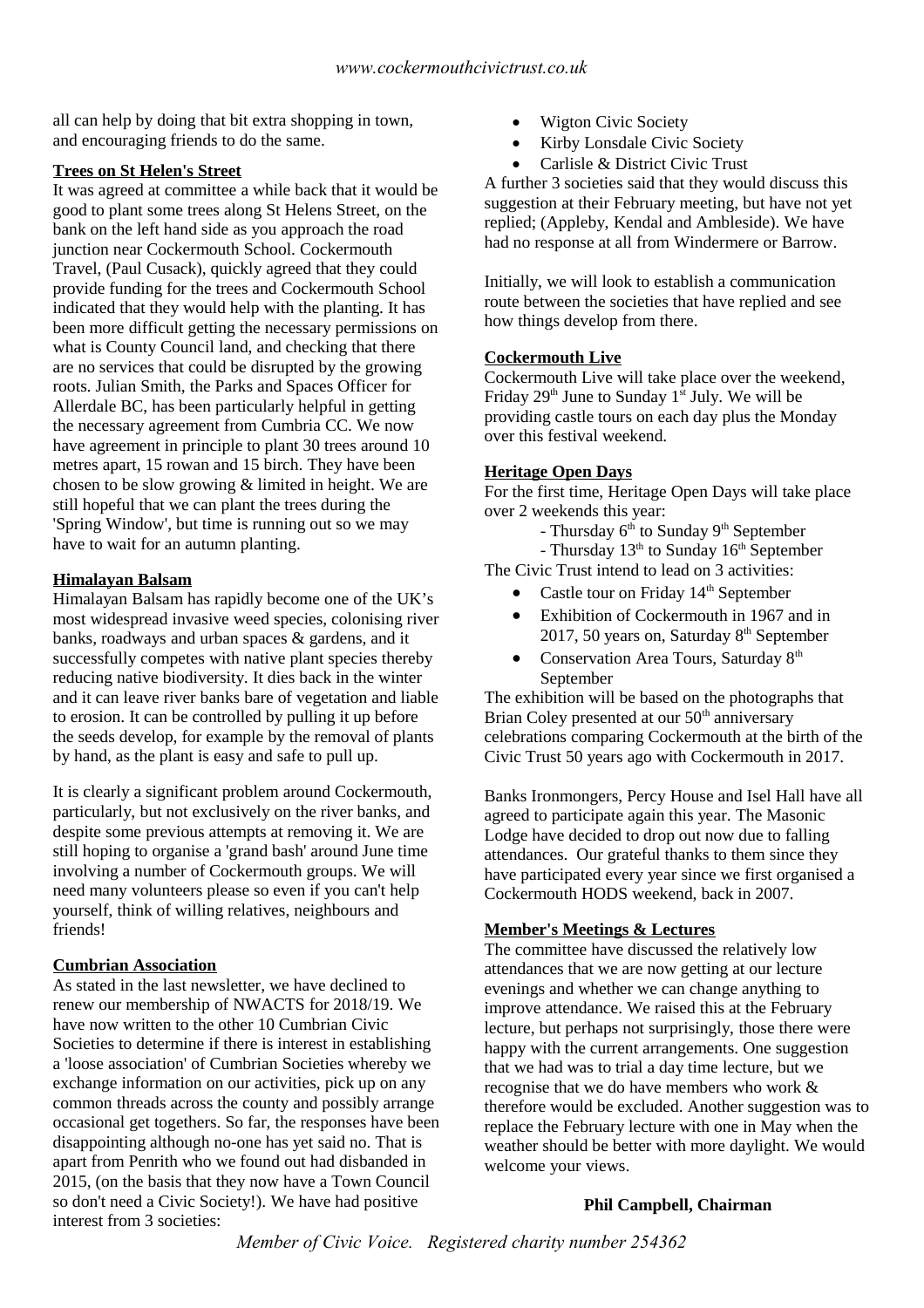all can help by doing that bit extra shopping in town, and encouraging friends to do the same.

**Trees on St Helen's Street**

It was agreed at committee a while back that it would be good to plant some trees along St Helens Street, on the bank on the left hand side as you approach the road junction near Cockermouth School. Cockermouth Travel, (Paul Cusack), quickly agreed that they could provide funding for the trees and Cockermouth School indicated that they would help with the planting. It has been more difficult getting the necessary permissions on what is County Council land, and checking that there are no services that could be disrupted by the growing roots. Julian Smith, the Parks and Spaces Officer for Allerdale BC, has been particularly helpful in getting the necessary agreement from Cumbria CC. We now have agreement in principle to plant 30 trees around 10 metres apart, 15 rowan and 15 birch. They have been chosen to be slow growing & limited in height. We are still hopeful that we can plant the trees during the 'Spring Window', but time is running out so we may have to wait for an autumn planting.

**Himalayan Balsam**

Himalayan Balsam has rapidly become one of the UK's most widespread invasive weed species, colonising river banks, roadways and urban spaces & gardens, and it successfully competes with native plant species thereby reducing native biodiversity. It dies back in the winter and it can leave river banks bare of vegetation and liable to erosion. It can be controlled by pulling it up before the seeds develop, for example by the removal of plants by hand, as the plant is easy and safe to pull up.

It is clearly a significant problem around Cockermouth, particularly, but not exclusively on the river banks, and despite some previous attempts at removing it. We are still hoping to organise a 'grand bash' around June time involving a number of Cockermouth groups. We will need many volunteers please so even if you can't help yourself, think of willing relatives, neighbours and friends!

**Cumbrian Association**

As stated in the last newsletter, we have declined to renew our membership of NWACTS for 2018/19. We have now written to the other 10 Cumbrian Civic Societies to determine if there is interest in establishing a 'loose association' of Cumbrian Societies whereby we exchange information on our activities, pick up on any common threads across the county and possibly arrange occasional get togethers. So far, the responses have been disappointing although no-one has yet said no. That is apart from Penrith who we found out had disbanded in 2015, (on the basis that they now have a Town Council so don't need a Civic Society!). We have had positive interest from 3 societies:

- Wigton Civic Society
- Kirby Lonsdale Civic Society
- Carlisle & District Civic Trust

A further 3 societies said that they would discuss this suggestion at their February meeting, but have not yet replied; (Appleby, Kendal and Ambleside). We have had no response at all from Windermere or Barrow.

Initially, we will look to establish a communication route between the societies that have replied and see how things develop from there.

**Cockermouth Live**

Cockermouth Live will take place over the weekend, Friday 29th June to Sunday 1st July. We will be providing castle tours on each day plus the Monday over this festival weekend.

**Heritage Open Days**

For the first time, Heritage Open Days will take place over 2 weekends this year:

- Thursday 6th to Sunday 9th September
- Thursday 13th to Sunday 16th September

The Civic Trust intend to lead on 3 activities:

- Castle tour on Friday 14th September
- Exhibition of Cockermouth in 1967 and in 2017, 50 years on, Saturday 8th September
- Conservation Area Tours, Saturday 8th September

The exhibition will be based on the photographs that Brian Coley presented at our 50th anniversary celebrations comparing Cockermouth at the birth of the Civic Trust 50 years ago with Cockermouth in 2017.

Banks Ironmongers, Percy House and Isel Hall have all agreed to participate again this year. The Masonic Lodge have decided to drop out now due to falling attendances. Our grateful thanks to them since they have participated every year since we first organised a Cockermouth HODS weekend, back in 2007.

**Member's Meetings & Lectures**

The committee have discussed the relatively low attendances that we are now getting at our lecture evenings and whether we can change anything to improve attendance. We raised this at the February lecture, but perhaps not surprisingly, those there were happy with the current arrangements. One suggestion that we had was to trial a day time lecture, but we recognise that we do have members who work & therefore would be excluded. Another suggestion was to replace the February lecture with one in May when the weather should be better with more daylight. We would welcome your views.

**Phil Campbell, Chairman**

*Member of Civic Voice. Registered charity number 254362*